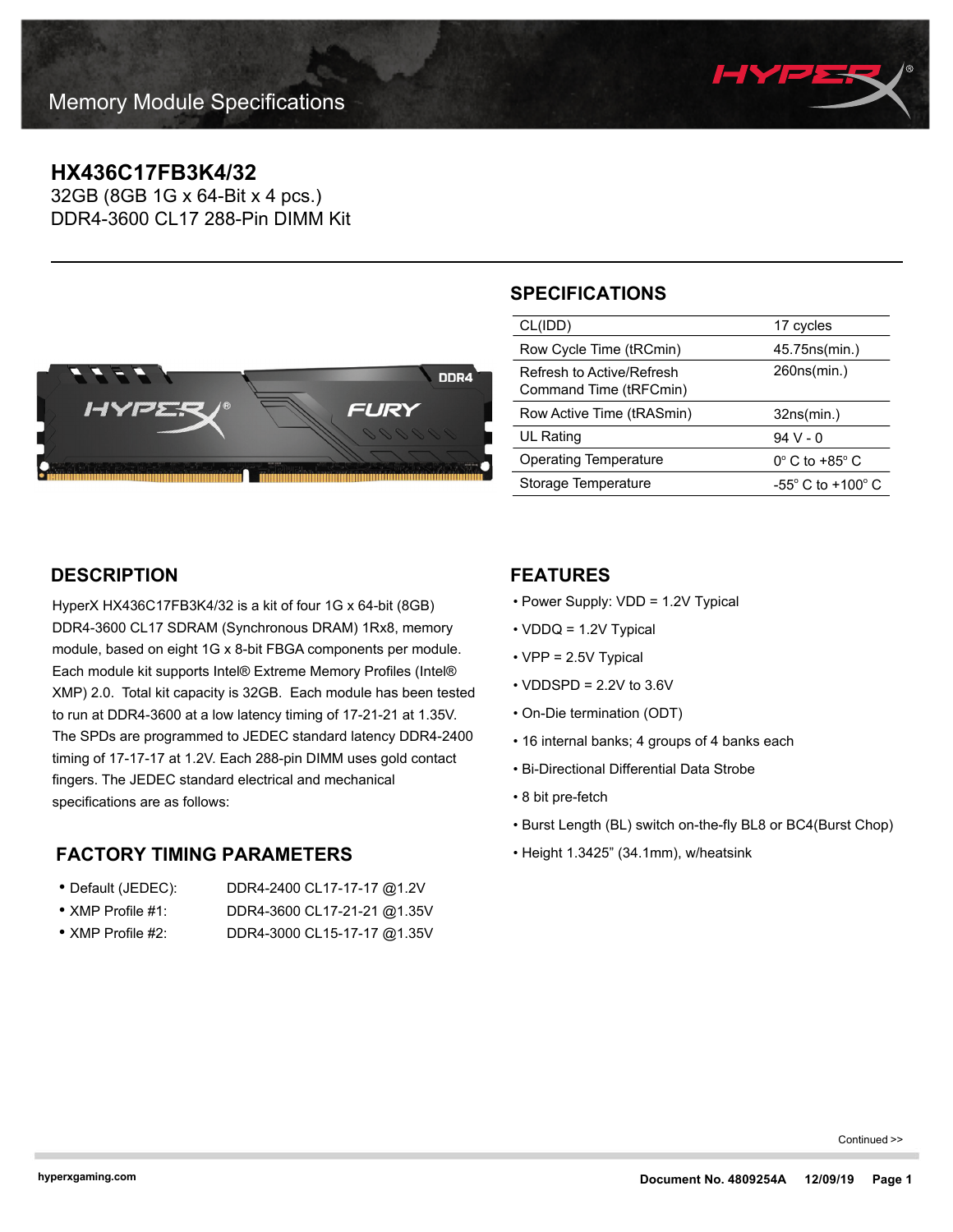# Memory Module Specifications

## HX436C17FB3K4/32

32GB (8GB 1G x 64-Bit x 4 pcs.)
DDR4-3600 CL17 288-Pin DIMM Kit

## SPECIFICATIONS

| | |
|---|---|
| CL(IDD) | 17 cycles |
| Row Cycle Time (tRCmin) | 45.75ns(min.) |
| Refresh to Active/Refresh Command Time (tRFCmin) | 260ns(min.) |
| Row Active Time (tRASmin) | 32ns(min.) |
| UL Rating | 94 V - 0 |
| Operating Temperature | 0° C to +85° C |
| Storage Temperature | -55° C to +100° C |

## DESCRIPTION

HyperX HX436C17FB3K4/32 is a kit of four 1G x 64-bit (8GB) DDR4-3600 CL17 SDRAM (Synchronous DRAM) 1Rx8, memory module, based on eight 1G x 8-bit FBGA components per module. Each module kit supports Intel® Extreme Memory Profiles (Intel® XMP) 2.0. Total kit capacity is 32GB. Each module has been tested to run at DDR4-3600 at a low latency timing of 17-21-21 at 1.35V. The SPDs are programmed to JEDEC standard latency DDR4-2400 timing of 17-17-17 at 1.2V. Each 288-pin DIMM uses gold contact fingers. The JEDEC standard electrical and mechanical specifications are as follows:

## FACTORY TIMING PARAMETERS

- Default (JEDEC): DDR4-2400 CL17-17-17 @1.2V
- XMP Profile #1: DDR4-3600 CL17-21-21 @1.35V
- XMP Profile #2: DDR4-3000 CL15-17-17 @1.35V

## FEATURES

- Power Supply: VDD = 1.2V Typical
- VDDQ = 1.2V Typical
- VPP = 2.5V Typical
- VDDSPD = 2.2V to 3.6V
- On-Die termination (ODT)
- 16 internal banks; 4 groups of 4 banks each
- Bi-Directional Differential Data Strobe
- 8 bit pre-fetch
- Burst Length (BL) switch on-the-fly BL8 or BC4(Burst Chop)
- Height 1.3425” (34.1mm), w/heatsink

Continued >>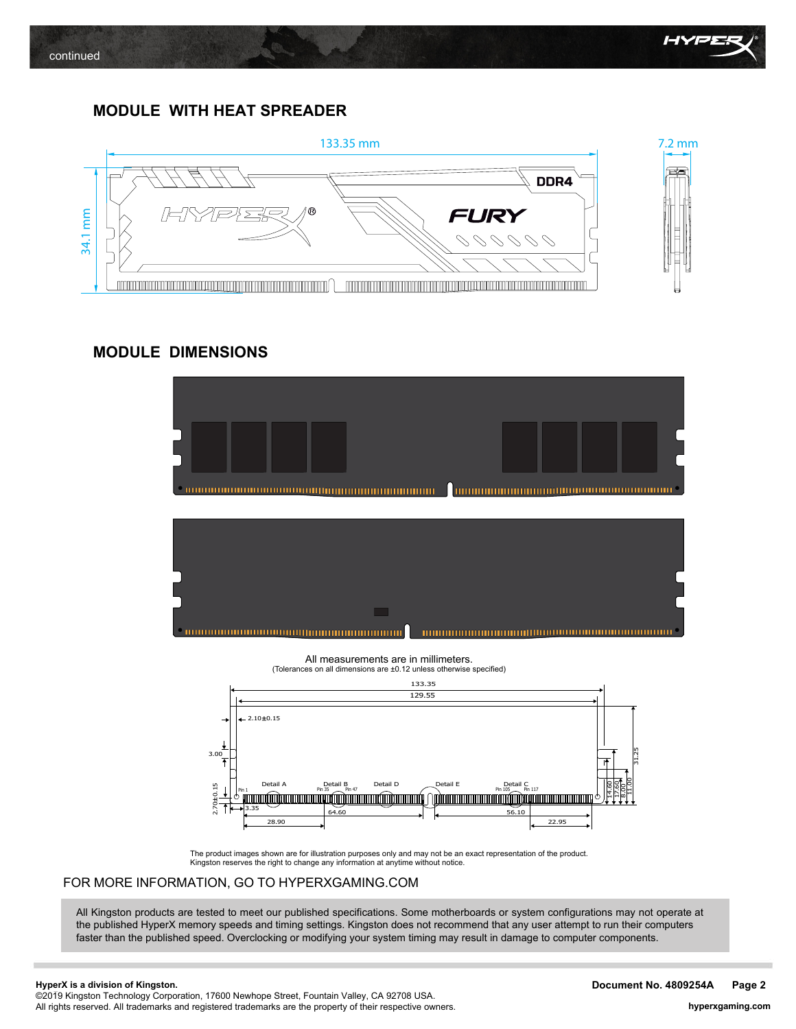## MODULE WITH HEAT SPREADER

133.35 mm

7.2 mm

34.1 mm

DDR4

FURY

## MODULE DIMENSIONS

All measurements are in millimeters.
(Tolerances on all dimensions are ±0.12 unless otherwise specified)

133.35
129.55
2.10±0.15
3.00
2.70±0.15
31.25
Detail A
Detail B
Detail D
Detail E
Detail C
Pin 1
Pin 35
Pin 47
Pin 105
Pin 117
14.60
17.60
9.50
11.00
3.35
28.90
64.60
56.10
22.95

The product images shown are for illustration purposes only and may not be an exact representation of the product.
Kingston reserves the right to change any information at anytime without notice.

FOR MORE INFORMATION, GO TO HYPERXGAMING.COM

All Kingston products are tested to meet our published specifications. Some motherboards or system configurations may not operate at the published HyperX memory speeds and timing settings. Kingston does not recommend that any user attempt to run their computers faster than the published speed. Overclocking or modifying your system timing may result in damage to computer components.

**HyperX is a division of Kingston.**
©2019 Kingston Technology Corporation, 17600 Newhope Street, Fountain Valley, CA 92708 USA.
All rights reserved. All trademarks and registered trademarks are the property of their respective owners.

**Document No. 4809254A**

hyperxgaming.com